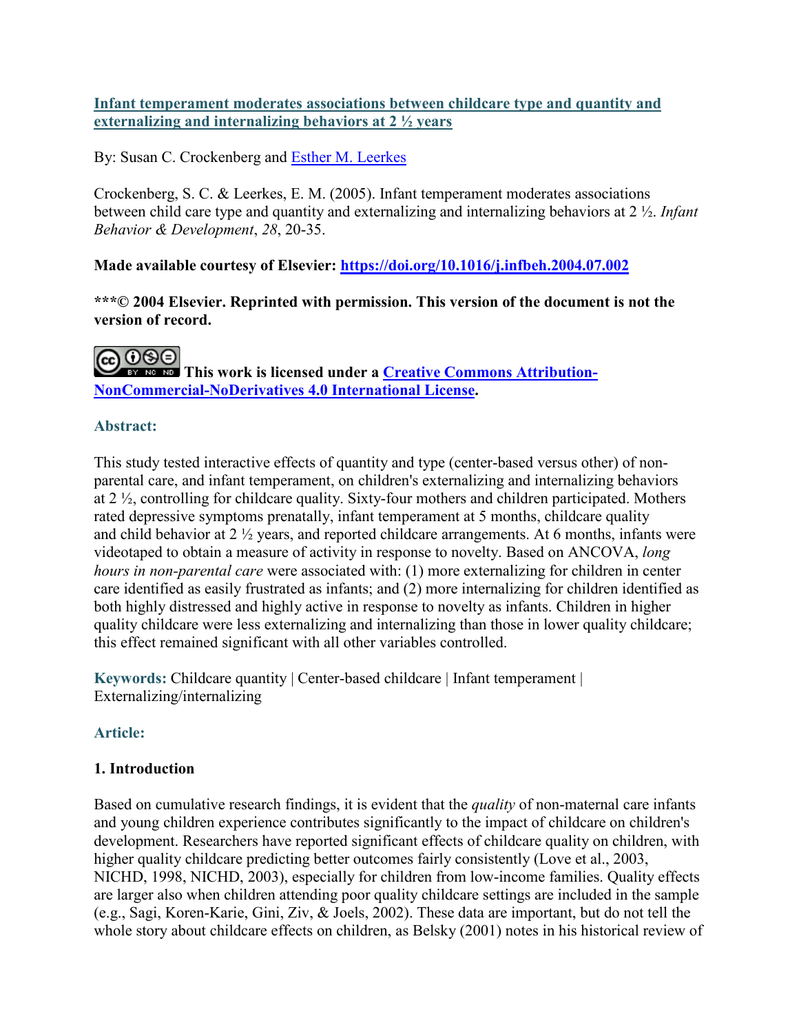**[Infant temperament moderates associations between childcare type and quantity and externalizing and internalizing behaviors at 2 ½ years](#)**

By: Susan C. Crockenberg and [Esther M. Leerkes](#)

Crockenberg, S. C. & Leerkes, E. M. (2005). Infant temperament moderates associations between child care type and quantity and externalizing and internalizing behaviors at 2 ½. *Infant Behavior & Development*, *28*, 20-35.

**Made available courtesy of Elsevier: [https://doi.org/10.1016/j.infbeh.2004.07.002](https://doi.org/10.1016/j.infbeh.2004.07.002)**

**\*\*\*© 2004 Elsevier. Reprinted with permission. This version of the document is not the version of record.**

**This work is licensed under a [Creative Commons Attribution-NonCommercial-NoDerivatives 4.0 International License](#).**

## Abstract:

This study tested interactive effects of quantity and type (center-based versus other) of non-parental care, and infant temperament, on children's externalizing and internalizing behaviors at 2 ½, controlling for childcare quality. Sixty-four mothers and children participated. Mothers rated depressive symptoms prenatally, infant temperament at 5 months, childcare quality and child behavior at 2 ½ years, and reported childcare arrangements. At 6 months, infants were videotaped to obtain a measure of activity in response to novelty. Based on ANCOVA, *long hours in non-parental care* were associated with: (1) more externalizing for children in center care identified as easily frustrated as infants; and (2) more internalizing for children identified as both highly distressed and highly active in response to novelty as infants. Children in higher quality childcare were less externalizing and internalizing than those in lower quality childcare; this effect remained significant with all other variables controlled.

**Keywords:** Childcare quantity | Center-based childcare | Infant temperament | Externalizing/internalizing

## Article:

### 1. Introduction

Based on cumulative research findings, it is evident that the *quality* of non-maternal care infants and young children experience contributes significantly to the impact of childcare on children's development. Researchers have reported significant effects of childcare quality on children, with higher quality childcare predicting better outcomes fairly consistently (Love et al., 2003, NICHD, 1998, NICHD, 2003), especially for children from low-income families. Quality effects are larger also when children attending poor quality childcare settings are included in the sample (e.g., Sagi, Koren-Karie, Gini, Ziv, & Joels, 2002). These data are important, but do not tell the whole story about childcare effects on children, as Belsky (2001) notes in his historical review of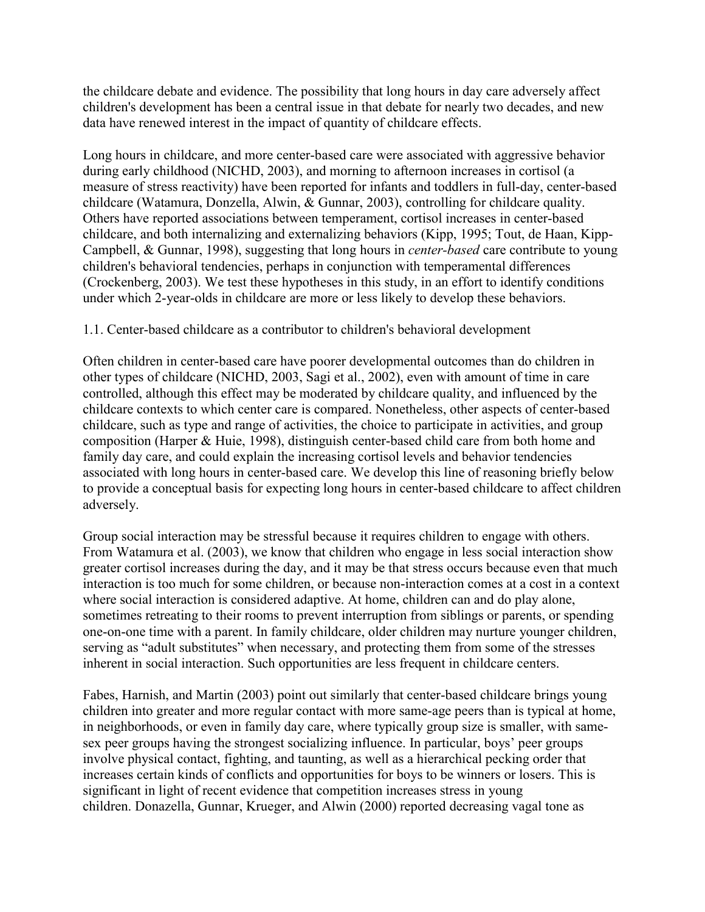the childcare debate and evidence. The possibility that long hours in day care adversely affect children's development has been a central issue in that debate for nearly two decades, and new data have renewed interest in the impact of quantity of childcare effects.

Long hours in childcare, and more center-based care were associated with aggressive behavior during early childhood (NICHD, 2003), and morning to afternoon increases in cortisol (a measure of stress reactivity) have been reported for infants and toddlers in full-day, center-based childcare (Watamura, Donzella, Alwin, & Gunnar, 2003), controlling for childcare quality. Others have reported associations between temperament, cortisol increases in center-based childcare, and both internalizing and externalizing behaviors (Kipp, 1995; Tout, de Haan, Kipp-Campbell, & Gunnar, 1998), suggesting that long hours in *center-based* care contribute to young children's behavioral tendencies, perhaps in conjunction with temperamental differences (Crockenberg, 2003). We test these hypotheses in this study, in an effort to identify conditions under which 2-year-olds in childcare are more or less likely to develop these behaviors.

## 1.1. Center-based childcare as a contributor to children's behavioral development

Often children in center-based care have poorer developmental outcomes than do children in other types of childcare (NICHD, 2003, Sagi et al., 2002), even with amount of time in care controlled, although this effect may be moderated by childcare quality, and influenced by the childcare contexts to which center care is compared. Nonetheless, other aspects of center-based childcare, such as type and range of activities, the choice to participate in activities, and group composition (Harper & Huie, 1998), distinguish center-based child care from both home and family day care, and could explain the increasing cortisol levels and behavior tendencies associated with long hours in center-based care. We develop this line of reasoning briefly below to provide a conceptual basis for expecting long hours in center-based childcare to affect children adversely.

Group social interaction may be stressful because it requires children to engage with others. From Watamura et al. (2003), we know that children who engage in less social interaction show greater cortisol increases during the day, and it may be that stress occurs because even that much interaction is too much for some children, or because non-interaction comes at a cost in a context where social interaction is considered adaptive. At home, children can and do play alone, sometimes retreating to their rooms to prevent interruption from siblings or parents, or spending one-on-one time with a parent. In family childcare, older children may nurture younger children, serving as "adult substitutes" when necessary, and protecting them from some of the stresses inherent in social interaction. Such opportunities are less frequent in childcare centers.

Fabes, Harnish, and Martin (2003) point out similarly that center-based childcare brings young children into greater and more regular contact with more same-age peers than is typical at home, in neighborhoods, or even in family day care, where typically group size is smaller, with same-sex peer groups having the strongest socializing influence. In particular, boys' peer groups involve physical contact, fighting, and taunting, as well as a hierarchical pecking order that increases certain kinds of conflicts and opportunities for boys to be winners or losers. This is significant in light of recent evidence that competition increases stress in young children. Donazella, Gunnar, Krueger, and Alwin (2000) reported decreasing vagal tone as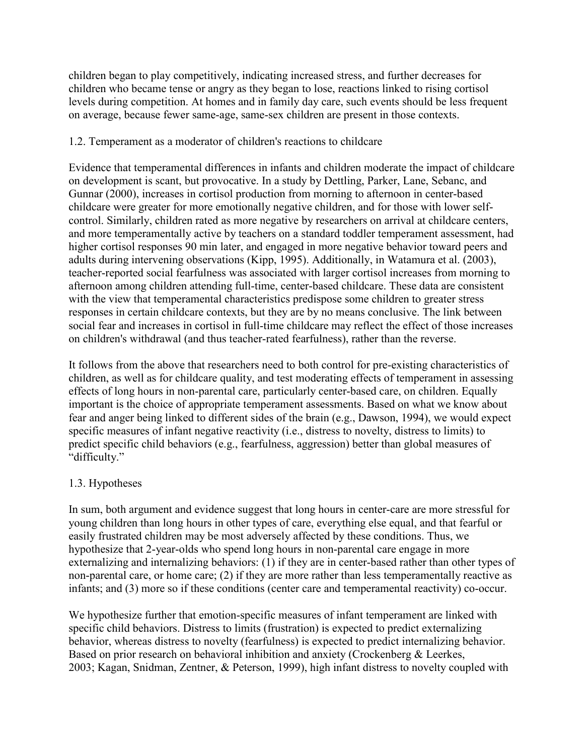children began to play competitively, indicating increased stress, and further decreases for children who became tense or angry as they began to lose, reactions linked to rising cortisol levels during competition. At homes and in family day care, such events should be less frequent on average, because fewer same-age, same-sex children are present in those contexts.

### 1.2. Temperament as a moderator of children's reactions to childcare

Evidence that temperamental differences in infants and children moderate the impact of childcare on development is scant, but provocative. In a study by Dettling, Parker, Lane, Sebanc, and Gunnar (2000), increases in cortisol production from morning to afternoon in center-based childcare were greater for more emotionally negative children, and for those with lower self-control. Similarly, children rated as more negative by researchers on arrival at childcare centers, and more temperamentally active by teachers on a standard toddler temperament assessment, had higher cortisol responses 90 min later, and engaged in more negative behavior toward peers and adults during intervening observations (Kipp, 1995). Additionally, in Watamura et al. (2003), teacher-reported social fearfulness was associated with larger cortisol increases from morning to afternoon among children attending full-time, center-based childcare. These data are consistent with the view that temperamental characteristics predispose some children to greater stress responses in certain childcare contexts, but they are by no means conclusive. The link between social fear and increases in cortisol in full-time childcare may reflect the effect of those increases on children's withdrawal (and thus teacher-rated fearfulness), rather than the reverse.

It follows from the above that researchers need to both control for pre-existing characteristics of children, as well as for childcare quality, and test moderating effects of temperament in assessing effects of long hours in non-parental care, particularly center-based care, on children. Equally important is the choice of appropriate temperament assessments. Based on what we know about fear and anger being linked to different sides of the brain (e.g., Dawson, 1994), we would expect specific measures of infant negative reactivity (i.e., distress to novelty, distress to limits) to predict specific child behaviors (e.g., fearfulness, aggression) better than global measures of "difficulty."

### 1.3. Hypotheses

In sum, both argument and evidence suggest that long hours in center-care are more stressful for young children than long hours in other types of care, everything else equal, and that fearful or easily frustrated children may be most adversely affected by these conditions. Thus, we hypothesize that 2-year-olds who spend long hours in non-parental care engage in more externalizing and internalizing behaviors: (1) if they are in center-based rather than other types of non-parental care, or home care; (2) if they are more rather than less temperamentally reactive as infants; and (3) more so if these conditions (center care and temperamental reactivity) co-occur.

We hypothesize further that emotion-specific measures of infant temperament are linked with specific child behaviors. Distress to limits (frustration) is expected to predict externalizing behavior, whereas distress to novelty (fearfulness) is expected to predict internalizing behavior. Based on prior research on behavioral inhibition and anxiety (Crockenberg & Leerkes, 2003; Kagan, Snidman, Zentner, & Peterson, 1999), high infant distress to novelty coupled with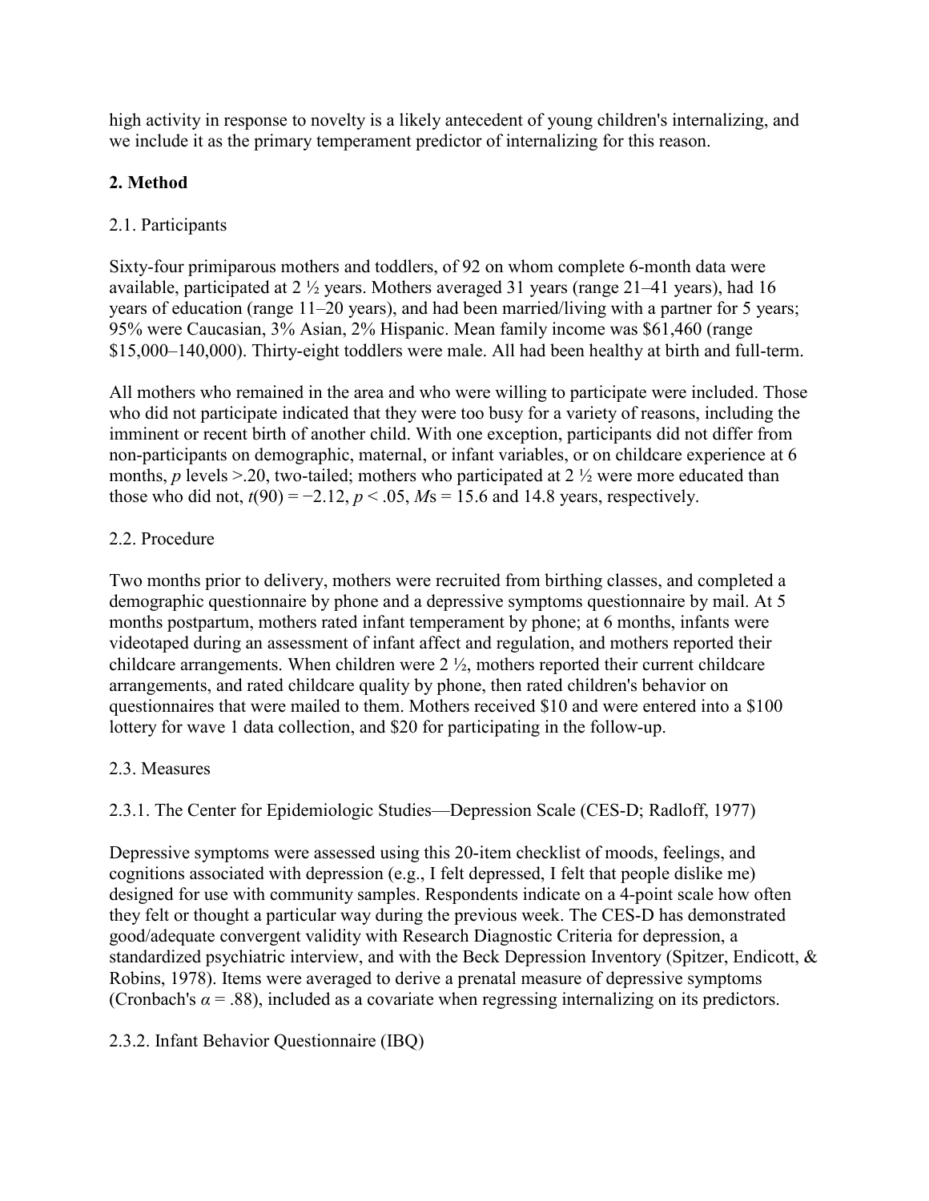high activity in response to novelty is a likely antecedent of young children's internalizing, and we include it as the primary temperament predictor of internalizing for this reason.

## 2. Method

### 2.1. Participants

Sixty-four primiparous mothers and toddlers, of 92 on whom complete 6-month data were available, participated at 2 ½ years. Mothers averaged 31 years (range 21–41 years), had 16 years of education (range 11–20 years), and had been married/living with a partner for 5 years; 95% were Caucasian, 3% Asian, 2% Hispanic. Mean family income was \$61,460 (range \$15,000–140,000). Thirty-eight toddlers were male. All had been healthy at birth and full-term.

All mothers who remained in the area and who were willing to participate were included. Those who did not participate indicated that they were too busy for a variety of reasons, including the imminent or recent birth of another child. With one exception, participants did not differ from non-participants on demographic, maternal, or infant variables, or on childcare experience at 6 months, $p$ levels >.20, two-tailed; mothers who participated at 2 ½ were more educated than those who did not, $t(90) = -2.12$, $p < .05$, $M$s = 15.6 and 14.8 years, respectively.

### 2.2. Procedure

Two months prior to delivery, mothers were recruited from birthing classes, and completed a demographic questionnaire by phone and a depressive symptoms questionnaire by mail. At 5 months postpartum, mothers rated infant temperament by phone; at 6 months, infants were videotaped during an assessment of infant affect and regulation, and mothers reported their childcare arrangements. When children were 2 ½, mothers reported their current childcare arrangements, and rated childcare quality by phone, then rated children's behavior on questionnaires that were mailed to them. Mothers received \$10 and were entered into a \$100 lottery for wave 1 data collection, and \$20 for participating in the follow-up.

### 2.3. Measures

#### 2.3.1. The Center for Epidemiologic Studies—Depression Scale (CES-D; Radloff, 1977)

Depressive symptoms were assessed using this 20-item checklist of moods, feelings, and cognitions associated with depression (e.g., I felt depressed, I felt that people dislike me) designed for use with community samples. Respondents indicate on a 4-point scale how often they felt or thought a particular way during the previous week. The CES-D has demonstrated good/adequate convergent validity with Research Diagnostic Criteria for depression, a standardized psychiatric interview, and with the Beck Depression Inventory (Spitzer, Endicott, & Robins, 1978). Items were averaged to derive a prenatal measure of depressive symptoms (Cronbach's $\alpha = .88$), included as a covariate when regressing internalizing on its predictors.

#### 2.3.2. Infant Behavior Questionnaire (IBQ)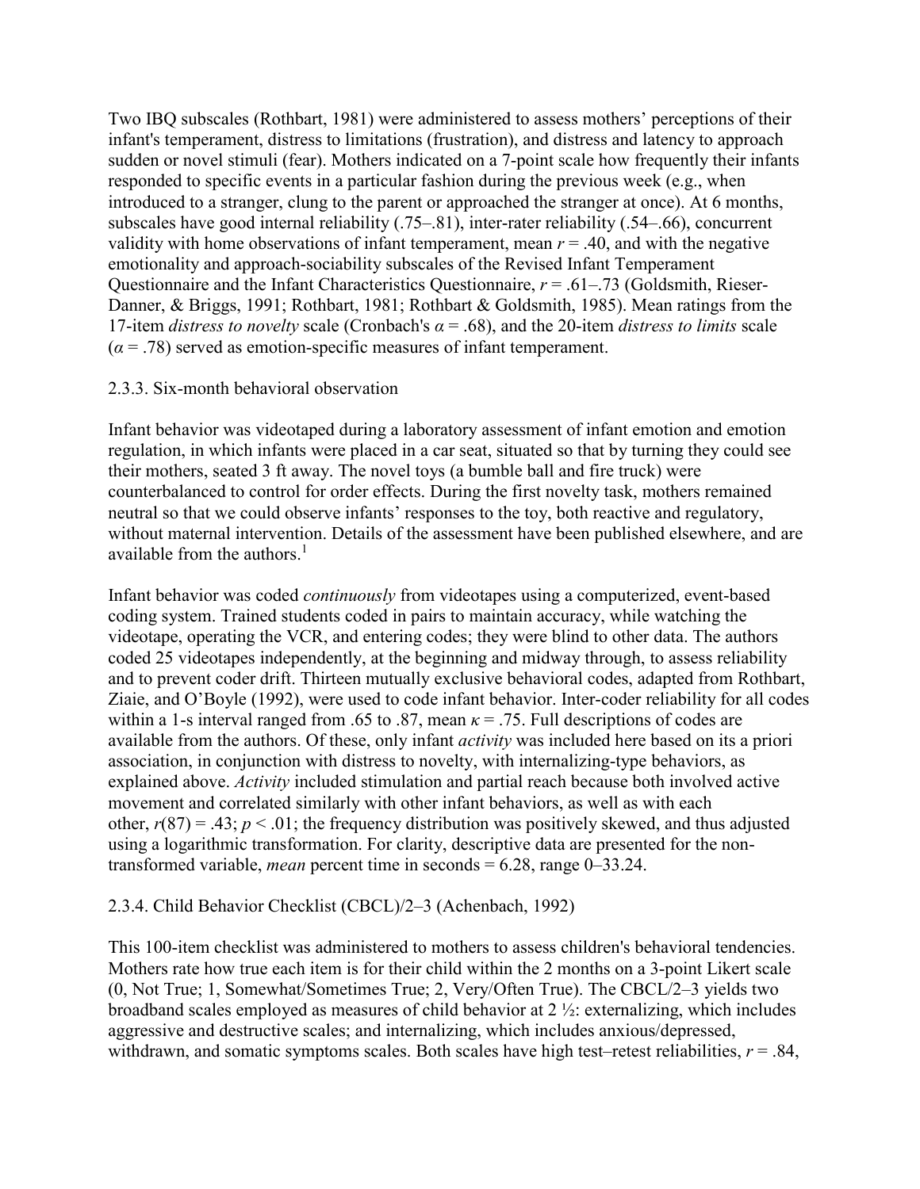Two IBQ subscales (Rothbart, 1981) were administered to assess mothers' perceptions of their infant's temperament, distress to limitations (frustration), and distress and latency to approach sudden or novel stimuli (fear). Mothers indicated on a 7-point scale how frequently their infants responded to specific events in a particular fashion during the previous week (e.g., when introduced to a stranger, clung to the parent or approached the stranger at once). At 6 months, subscales have good internal reliability (.75–.81), inter-rater reliability (.54–.66), concurrent validity with home observations of infant temperament, mean $r$ = .40, and with the negative emotionality and approach-sociability subscales of the Revised Infant Temperament Questionnaire and the Infant Characteristics Questionnaire, $r$ = .61–.73 (Goldsmith, Rieser-Danner, & Briggs, 1991; Rothbart, 1981; Rothbart & Goldsmith, 1985). Mean ratings from the 17-item *distress to novelty* scale (Cronbach's $\alpha$ = .68), and the 20-item *distress to limits* scale ($\alpha$ = .78) served as emotion-specific measures of infant temperament.

### 2.3.3. Six-month behavioral observation

Infant behavior was videotaped during a laboratory assessment of infant emotion and emotion regulation, in which infants were placed in a car seat, situated so that by turning they could see their mothers, seated 3 ft away. The novel toys (a bumble ball and fire truck) were counterbalanced to control for order effects. During the first novelty task, mothers remained neutral so that we could observe infants' responses to the toy, both reactive and regulatory, without maternal intervention. Details of the assessment have been published elsewhere, and are available from the authors.[1]

Infant behavior was coded *continuously* from videotapes using a computerized, event-based coding system. Trained students coded in pairs to maintain accuracy, while watching the videotape, operating the VCR, and entering codes; they were blind to other data. The authors coded 25 videotapes independently, at the beginning and midway through, to assess reliability and to prevent coder drift. Thirteen mutually exclusive behavioral codes, adapted from Rothbart, Ziaie, and O'Boyle (1992), were used to code infant behavior. Inter-coder reliability for all codes within a 1-s interval ranged from .65 to .87, mean $\kappa$ = .75. Full descriptions of codes are available from the authors. Of these, only infant *activity* was included here based on its a priori association, in conjunction with distress to novelty, with internalizing-type behaviors, as explained above. *Activity* included stimulation and partial reach because both involved active movement and correlated similarly with other infant behaviors, as well as with each other, $r(87) = .43$; $p < .01$; the frequency distribution was positively skewed, and thus adjusted using a logarithmic transformation. For clarity, descriptive data are presented for the non-transformed variable, *mean* percent time in seconds = 6.28, range 0–33.24.

### 2.3.4. Child Behavior Checklist (CBCL)/2–3 (Achenbach, 1992)

This 100-item checklist was administered to mothers to assess children's behavioral tendencies. Mothers rate how true each item is for their child within the 2 months on a 3-point Likert scale (0, Not True; 1, Somewhat/Sometimes True; 2, Very/Often True). The CBCL/2–3 yields two broadband scales employed as measures of child behavior at 2 ½: externalizing, which includes aggressive and destructive scales; and internalizing, which includes anxious/depressed, withdrawn, and somatic symptoms scales. Both scales have high test–retest reliabilities, $r$ = .84,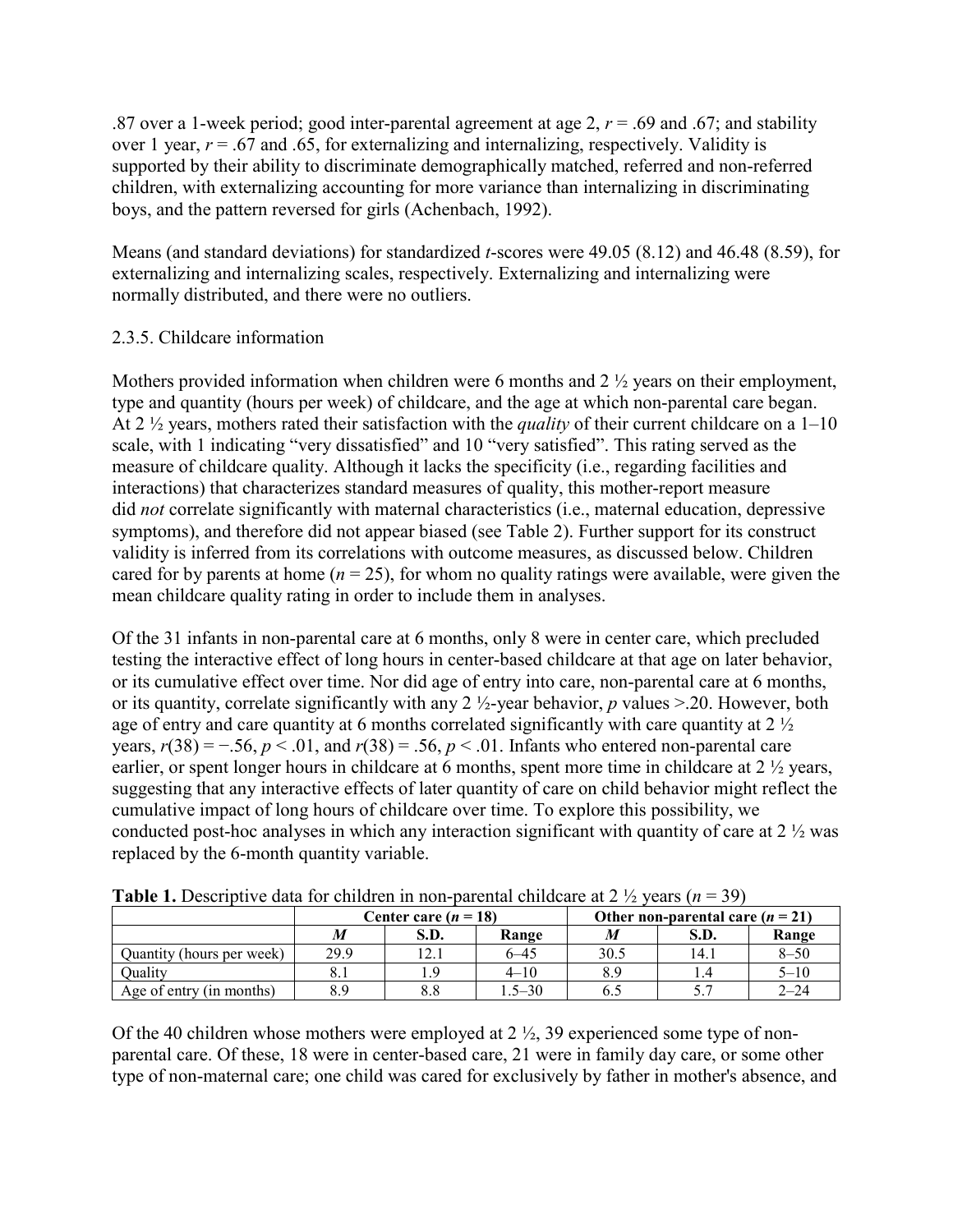.87 over a 1-week period; good inter-parental agreement at age 2, $r = .69$ and .67; and stability over 1 year, $r = .67$ and .65, for externalizing and internalizing, respectively. Validity is supported by their ability to discriminate demographically matched, referred and non-referred children, with externalizing accounting for more variance than internalizing in discriminating boys, and the pattern reversed for girls (Achenbach, 1992).

Means (and standard deviations) for standardized *t*-scores were 49.05 (8.12) and 46.48 (8.59), for externalizing and internalizing scales, respectively. Externalizing and internalizing were normally distributed, and there were no outliers.

### 2.3.5. Childcare information

Mothers provided information when children were 6 months and 2 ½ years on their employment, type and quantity (hours per week) of childcare, and the age at which non-parental care began. At 2 ½ years, mothers rated their satisfaction with the *quality* of their current childcare on a 1–10 scale, with 1 indicating "very dissatisfied" and 10 "very satisfied". This rating served as the measure of childcare quality. Although it lacks the specificity (i.e., regarding facilities and interactions) that characterizes standard measures of quality, this mother-report measure did *not* correlate significantly with maternal characteristics (i.e., maternal education, depressive symptoms), and therefore did not appear biased (see Table 2). Further support for its construct validity is inferred from its correlations with outcome measures, as discussed below. Children cared for by parents at home ($n = 25$), for whom no quality ratings were available, were given the mean childcare quality rating in order to include them in analyses.

Of the 31 infants in non-parental care at 6 months, only 8 were in center care, which precluded testing the interactive effect of long hours in center-based childcare at that age on later behavior, or its cumulative effect over time. Nor did age of entry into care, non-parental care at 6 months, or its quantity, correlate significantly with any 2 ½-year behavior, $p$ values >.20. However, both age of entry and care quantity at 6 months correlated significantly with care quantity at 2 ½ years, $r(38) = -.56$, $p < .01$, and $r(38) = .56$, $p < .01$. Infants who entered non-parental care earlier, or spent longer hours in childcare at 6 months, spent more time in childcare at 2 ½ years, suggesting that any interactive effects of later quantity of care on child behavior might reflect the cumulative impact of long hours of childcare over time. To explore this possibility, we conducted post-hoc analyses in which any interaction significant with quantity of care at 2 ½ was replaced by the 6-month quantity variable.

**Table 1.** Descriptive data for children in non-parental childcare at 2 ½ years ($n = 39$)

| | Center care ($n = 18$) | | | Other non-parental care ($n = 21$) | | |
|---|---|---|---|---|---|---|
| | *M* | S.D. | Range | *M* | S.D. | Range |
| Quantity (hours per week) | 29.9 | 12.1 | 6–45 | 30.5 | 14.1 | 8–50 |
| Quality | 8.1 | 1.9 | 4–10 | 8.9 | 1.4 | 5–10 |
| Age of entry (in months) | 8.9 | 8.8 | 1.5–30 | 6.5 | 5.7 | 2–24 |

Of the 40 children whose mothers were employed at 2 ½, 39 experienced some type of non-parental care. Of these, 18 were in center-based care, 21 were in family day care, or some other type of non-maternal care; one child was cared for exclusively by father in mother's absence, and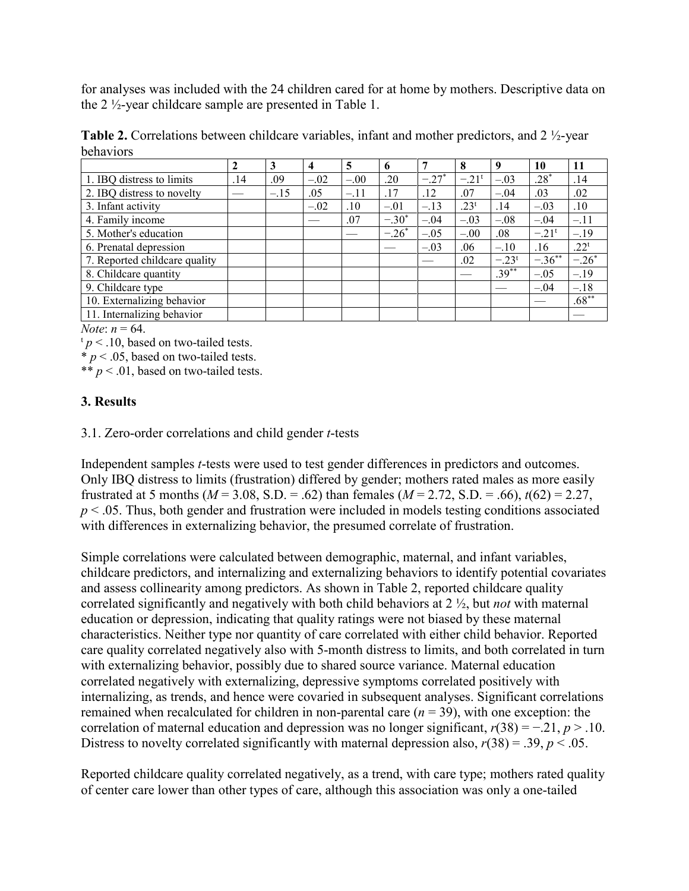for analyses was included with the 24 children cared for at home by mothers. Descriptive data on the 2 ½-year childcare sample are presented in Table 1.

**Table 2.** Correlations between childcare variables, infant and mother predictors, and 2 ½-year behaviors

| | 2 | 3 | 4 | 5 | 6 | 7 | 8 | 9 | 10 | 11 |
|---|---|---|---|---|---|---|---|---|---|---|
| 1. IBQ distress to limits | .14 | .09 | −.02 | −.00 | .20 | −.27* | −.21ᵗ | −.03 | .28* | .14 |
| 2. IBQ distress to novelty | — | −.15 | .05 | −.11 | .17 | .12 | .07 | −.04 | .03 | .02 |
| 3. Infant activity | | | −.02 | .10 | −.01 | −.13 | .23ᵗ | .14 | −.03 | .10 |
| 4. Family income | | | — | .07 | −.30* | −.04 | −.03 | −.08 | −.04 | −.11 |
| 5. Mother's education | | | | — | −.26* | −.05 | −.00 | .08 | −.21ᵗ | −.19 |
| 6. Prenatal depression | | | | | — | −.03 | .06 | −.10 | .16 | .22ᵗ |
| 7. Reported childcare quality | | | | | | — | .02 | −.23ᵗ | −.36** | −.26* |
| 8. Childcare quantity | | | | | | | — | .39** | −.05 | −.19 |
| 9. Childcare type | | | | | | | | — | −.04 | −.18 |
| 10. Externalizing behavior | | | | | | | | | — | .68** |
| 11. Internalizing behavior | | | | | | | | | | — |

*Note*: $n = 64$.

ᵗ $p < .10$, based on two-tailed tests.

* $p < .05$, based on two-tailed tests.

** $p < .01$, based on two-tailed tests.

## 3. Results

### 3.1. Zero-order correlations and child gender *t*-tests

Independent samples *t*-tests were used to test gender differences in predictors and outcomes. Only IBQ distress to limits (frustration) differed by gender; mothers rated males as more easily frustrated at 5 months ($M = 3.08$, S.D. = .62) than females ($M = 2.72$, S.D. = .66), $t(62) = 2.27$, $p < .05$. Thus, both gender and frustration were included in models testing conditions associated with differences in externalizing behavior, the presumed correlate of frustration.

Simple correlations were calculated between demographic, maternal, and infant variables, childcare predictors, and internalizing and externalizing behaviors to identify potential covariates and assess collinearity among predictors. As shown in Table 2, reported childcare quality correlated significantly and negatively with both child behaviors at 2 ½, but *not* with maternal education or depression, indicating that quality ratings were not biased by these maternal characteristics. Neither type nor quantity of care correlated with either child behavior. Reported care quality correlated negatively also with 5-month distress to limits, and both correlated in turn with externalizing behavior, possibly due to shared source variance. Maternal education correlated negatively with externalizing, depressive symptoms correlated positively with internalizing, as trends, and hence were covaried in subsequent analyses. Significant correlations remained when recalculated for children in non-parental care ($n = 39$), with one exception: the correlation of maternal education and depression was no longer significant, $r(38) = −.21$, $p > .10$. Distress to novelty correlated significantly with maternal depression also, $r(38) = .39$, $p < .05$.

Reported childcare quality correlated negatively, as a trend, with care type; mothers rated quality of center care lower than other types of care, although this association was only a one-tailed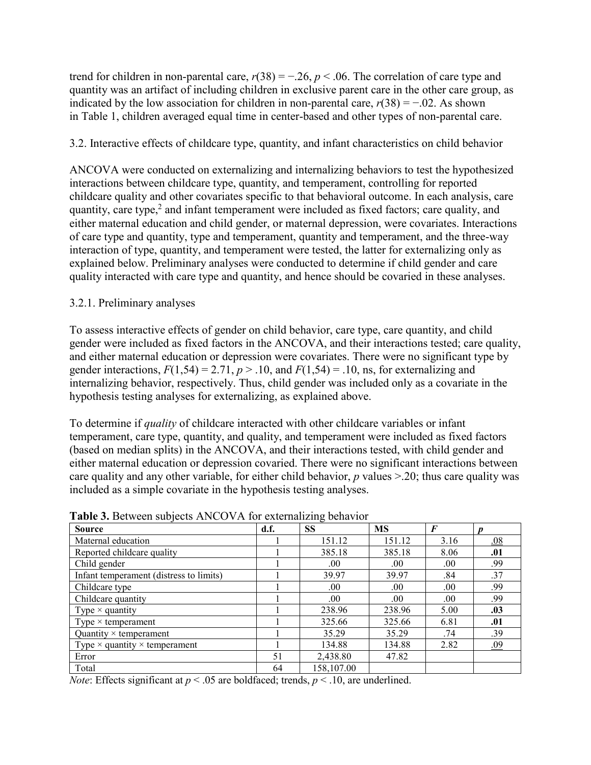trend for children in non-parental care, $r(38) = -.26$, $p < .06$. The correlation of care type and quantity was an artifact of including children in exclusive parent care in the other care group, as indicated by the low association for children in non-parental care, $r(38) = -.02$. As shown in Table 1, children averaged equal time in center-based and other types of non-parental care.

### 3.2. Interactive effects of childcare type, quantity, and infant characteristics on child behavior

ANCOVA were conducted on externalizing and internalizing behaviors to test the hypothesized interactions between childcare type, quantity, and temperament, controlling for reported childcare quality and other covariates specific to that behavioral outcome. In each analysis, care quantity, care type,[2] and infant temperament were included as fixed factors; care quality, and either maternal education and child gender, or maternal depression, were covariates. Interactions of care type and quantity, type and temperament, quantity and temperament, and the three-way interaction of type, quantity, and temperament were tested, the latter for externalizing only as explained below. Preliminary analyses were conducted to determine if child gender and care quality interacted with care type and quantity, and hence should be covaried in these analyses.

#### 3.2.1. Preliminary analyses

To assess interactive effects of gender on child behavior, care type, care quantity, and child gender were included as fixed factors in the ANCOVA, and their interactions tested; care quality, and either maternal education or depression were covariates. There were no significant type by gender interactions, $F(1,54) = 2.71$, $p > .10$, and $F(1,54) = .10$, ns, for externalizing and internalizing behavior, respectively. Thus, child gender was included only as a covariate in the hypothesis testing analyses for externalizing, as explained above.

To determine if *quality* of childcare interacted with other childcare variables or infant temperament, care type, quantity, and quality, and temperament were included as fixed factors (based on median splits) in the ANCOVA, and their interactions tested, with child gender and either maternal education or depression covaried. There were no significant interactions between care quality and any other variable, for either child behavior, $p$ values >.20; thus care quality was included as a simple covariate in the hypothesis testing analyses.

**Table 3.** Between subjects ANCOVA for externalizing behavior

| Source | d.f. | SS | MS | *F* | *p* |
|---|---|---|---|---|---|
| Maternal education | 1 | 151.12 | 151.12 | 3.16 | .08 |
| Reported childcare quality | 1 | 385.18 | 385.18 | 8.06 | **.01** |
| Child gender | 1 | .00 | .00 | .00 | .99 |
| Infant temperament (distress to limits) | 1 | 39.97 | 39.97 | .84 | .37 |
| Childcare type | 1 | .00 | .00 | .00 | .99 |
| Childcare quantity | 1 | .00 | .00 | .00 | .99 |
| Type × quantity | 1 | 238.96 | 238.96 | 5.00 | **.03** |
| Type × temperament | 1 | 325.66 | 325.66 | 6.81 | **.01** |
| Quantity × temperament | 1 | 35.29 | 35.29 | .74 | .39 |
| Type × quantity × temperament | 1 | 134.88 | 134.88 | 2.82 | .09 |
| Error | 51 | 2,438.80 | 47.82 | | |
| Total | 64 | 158,107.00 | | | |

*Note*: Effects significant at $p < .05$ are boldfaced; trends, $p < .10$, are underlined.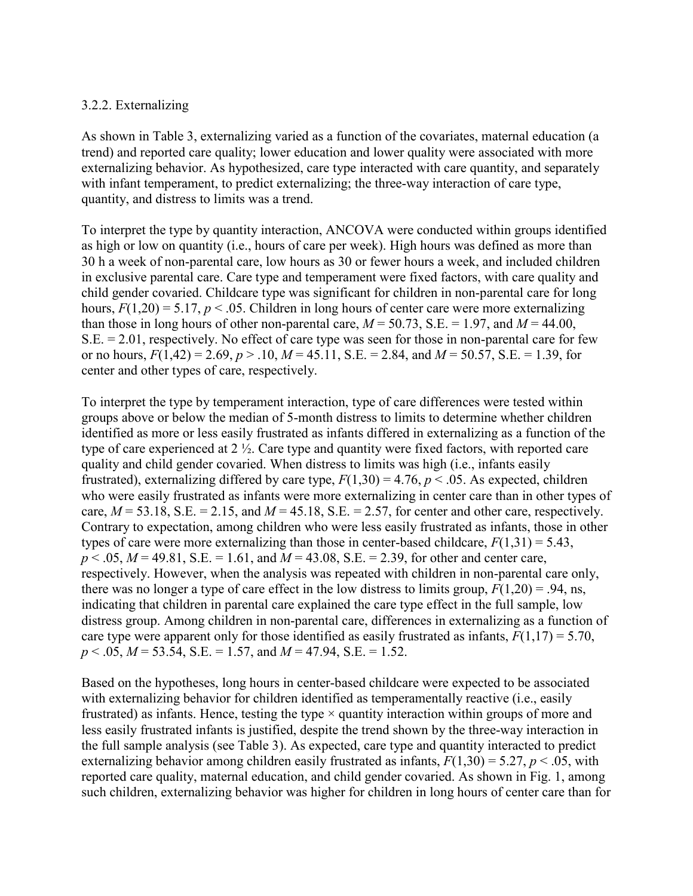### 3.2.2. Externalizing

As shown in Table 3, externalizing varied as a function of the covariates, maternal education (a trend) and reported care quality; lower education and lower quality were associated with more externalizing behavior. As hypothesized, care type interacted with care quantity, and separately with infant temperament, to predict externalizing; the three-way interaction of care type, quantity, and distress to limits was a trend.

To interpret the type by quantity interaction, ANCOVA were conducted within groups identified as high or low on quantity (i.e., hours of care per week). High hours was defined as more than 30 h a week of non-parental care, low hours as 30 or fewer hours a week, and included children in exclusive parental care. Care type and temperament were fixed factors, with care quality and child gender covaried. Childcare type was significant for children in non-parental care for long hours, $F(1,20) = 5.17$, $p < .05$. Children in long hours of center care were more externalizing than those in long hours of other non-parental care, $M = 50.73$, S.E. = 1.97, and $M = 44.00$, S.E. = 2.01, respectively. No effect of care type was seen for those in non-parental care for few or no hours, $F(1,42) = 2.69$, $p > .10$, $M = 45.11$, S.E. = 2.84, and $M = 50.57$, S.E. = 1.39, for center and other types of care, respectively.

To interpret the type by temperament interaction, type of care differences were tested within groups above or below the median of 5-month distress to limits to determine whether children identified as more or less easily frustrated as infants differed in externalizing as a function of the type of care experienced at 2 ½. Care type and quantity were fixed factors, with reported care quality and child gender covaried. When distress to limits was high (i.e., infants easily frustrated), externalizing differed by care type, $F(1,30) = 4.76$, $p < .05$. As expected, children who were easily frustrated as infants were more externalizing in center care than in other types of care, $M = 53.18$, S.E. = 2.15, and $M = 45.18$, S.E. = 2.57, for center and other care, respectively. Contrary to expectation, among children who were less easily frustrated as infants, those in other types of care were more externalizing than those in center-based childcare, $F(1,31) = 5.43$, $p < .05$, $M = 49.81$, S.E. = 1.61, and $M = 43.08$, S.E. = 2.39, for other and center care, respectively. However, when the analysis was repeated with children in non-parental care only, there was no longer a type of care effect in the low distress to limits group, $F(1,20) = .94$, ns, indicating that children in parental care explained the care type effect in the full sample, low distress group. Among children in non-parental care, differences in externalizing as a function of care type were apparent only for those identified as easily frustrated as infants, $F(1,17) = 5.70$, $p < .05$, $M = 53.54$, S.E. = 1.57, and $M = 47.94$, S.E. = 1.52.

Based on the hypotheses, long hours in center-based childcare were expected to be associated with externalizing behavior for children identified as temperamentally reactive (i.e., easily frustrated) as infants. Hence, testing the type × quantity interaction within groups of more and less easily frustrated infants is justified, despite the trend shown by the three-way interaction in the full sample analysis (see Table 3). As expected, care type and quantity interacted to predict externalizing behavior among children easily frustrated as infants, $F(1,30) = 5.27$, $p < .05$, with reported care quality, maternal education, and child gender covaried. As shown in Fig. 1, among such children, externalizing behavior was higher for children in long hours of center care than for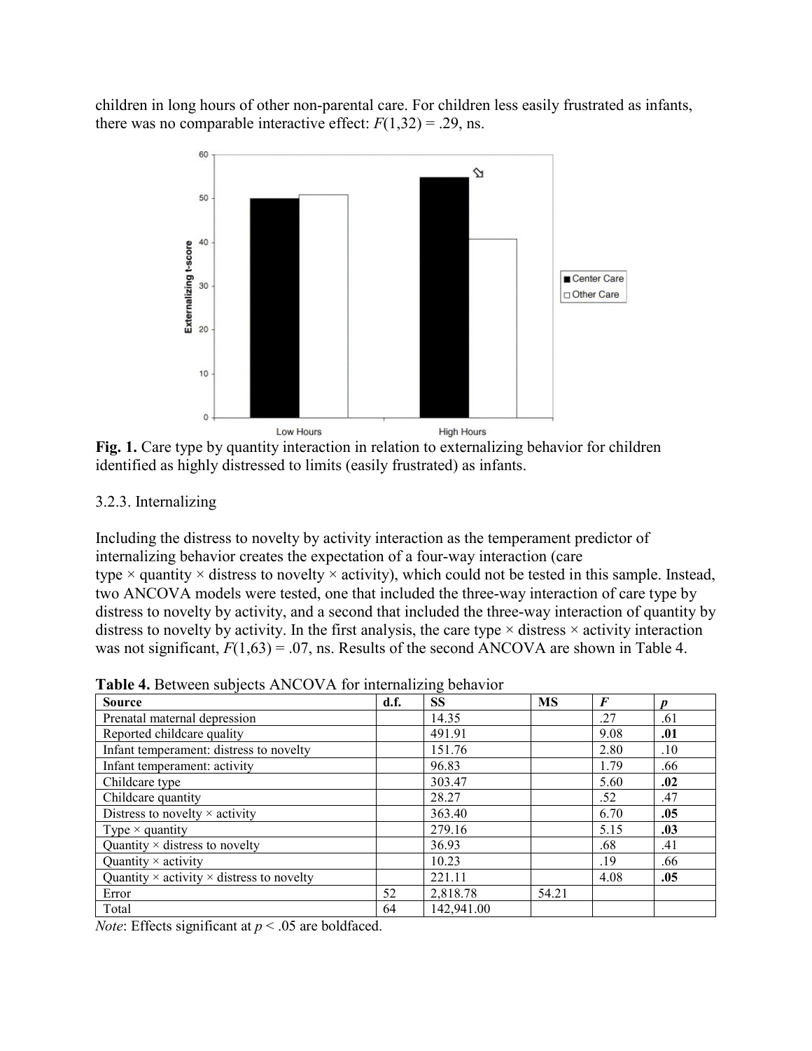children in long hours of other non-parental care. For children less easily frustrated as infants, there was no comparable interactive effect: $F(1,32) = .29$, ns.

**Fig. 1.** Care type by quantity interaction in relation to externalizing behavior for children identified as highly distressed to limits (easily frustrated) as infants.

3.2.3. Internalizing

Including the distress to novelty by activity interaction as the temperament predictor of internalizing behavior creates the expectation of a four-way interaction (care type × quantity × distress to novelty × activity), which could not be tested in this sample. Instead, two ANCOVA models were tested, one that included the three-way interaction of care type by distress to novelty by activity, and a second that included the three-way interaction of quantity by distress to novelty by activity. In the first analysis, the care type × distress × activity interaction was not significant, $F(1,63) = .07$, ns. Results of the second ANCOVA are shown in Table 4.

**Table 4.** Between subjects ANCOVA for internalizing behavior

| Source | d.f. | SS | MS | *F* | *p* |
|---|---|---|---|---|---|
| Prenatal maternal depression | | 14.35 | | .27 | .61 |
| Reported childcare quality | | 491.91 | | 9.08 | **.01** |
| Infant temperament: distress to novelty | | 151.76 | | 2.80 | .10 |
| Infant temperament: activity | | 96.83 | | 1.79 | .66 |
| Childcare type | | 303.47 | | 5.60 | **.02** |
| Childcare quantity | | 28.27 | | .52 | .47 |
| Distress to novelty × activity | | 363.40 | | 6.70 | **.05** |
| Type × quantity | | 279.16 | | 5.15 | **.03** |
| Quantity × distress to novelty | | 36.93 | | .68 | .41 |
| Quantity × activity | | 10.23 | | .19 | .66 |
| Quantity × activity × distress to novelty | | 221.11 | | 4.08 | **.05** |
| Error | 52 | 2,818.78 | 54.21 | | |
| Total | 64 | 142,941.00 | | | |

*Note*: Effects significant at $p < .05$ are boldfaced.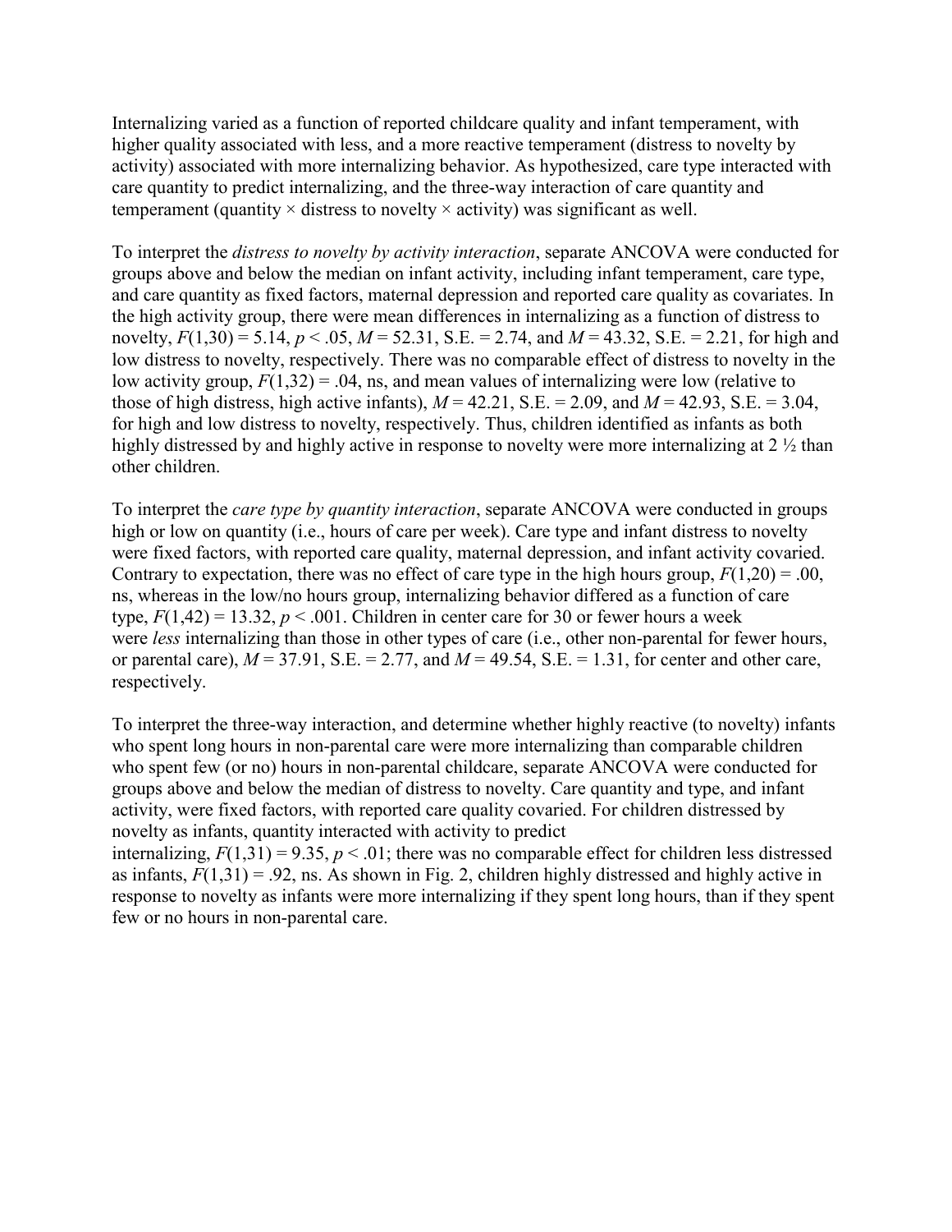Internalizing varied as a function of reported childcare quality and infant temperament, with higher quality associated with less, and a more reactive temperament (distress to novelty by activity) associated with more internalizing behavior. As hypothesized, care type interacted with care quantity to predict internalizing, and the three-way interaction of care quantity and temperament (quantity × distress to novelty × activity) was significant as well.

To interpret the *distress to novelty by activity interaction*, separate ANCOVA were conducted for groups above and below the median on infant activity, including infant temperament, care type, and care quantity as fixed factors, maternal depression and reported care quality as covariates. In the high activity group, there were mean differences in internalizing as a function of distress to novelty, $F(1,30) = 5.14$, $p < .05$, $M = 52.31$, S.E. = 2.74, and $M = 43.32$, S.E. = 2.21, for high and low distress to novelty, respectively. There was no comparable effect of distress to novelty in the low activity group, $F(1,32) = .04$, ns, and mean values of internalizing were low (relative to those of high distress, high active infants), $M = 42.21$, S.E. = 2.09, and $M = 42.93$, S.E. = 3.04, for high and low distress to novelty, respectively. Thus, children identified as infants as both highly distressed by and highly active in response to novelty were more internalizing at 2 ½ than other children.

To interpret the *care type by quantity interaction*, separate ANCOVA were conducted in groups high or low on quantity (i.e., hours of care per week). Care type and infant distress to novelty were fixed factors, with reported care quality, maternal depression, and infant activity covaried. Contrary to expectation, there was no effect of care type in the high hours group, $F(1,20) = .00$, ns, whereas in the low/no hours group, internalizing behavior differed as a function of care type, $F(1,42) = 13.32$, $p < .001$. Children in center care for 30 or fewer hours a week were *less* internalizing than those in other types of care (i.e., other non-parental for fewer hours, or parental care), $M = 37.91$, S.E. = 2.77, and $M = 49.54$, S.E. = 1.31, for center and other care, respectively.

To interpret the three-way interaction, and determine whether highly reactive (to novelty) infants who spent long hours in non-parental care were more internalizing than comparable children who spent few (or no) hours in non-parental childcare, separate ANCOVA were conducted for groups above and below the median of distress to novelty. Care quantity and type, and infant activity, were fixed factors, with reported care quality covaried. For children distressed by novelty as infants, quantity interacted with activity to predict internalizing, $F(1,31) = 9.35$, $p < .01$; there was no comparable effect for children less distressed as infants, $F(1,31) = .92$, ns. As shown in Fig. 2, children highly distressed and highly active in response to novelty as infants were more internalizing if they spent long hours, than if they spent few or no hours in non-parental care.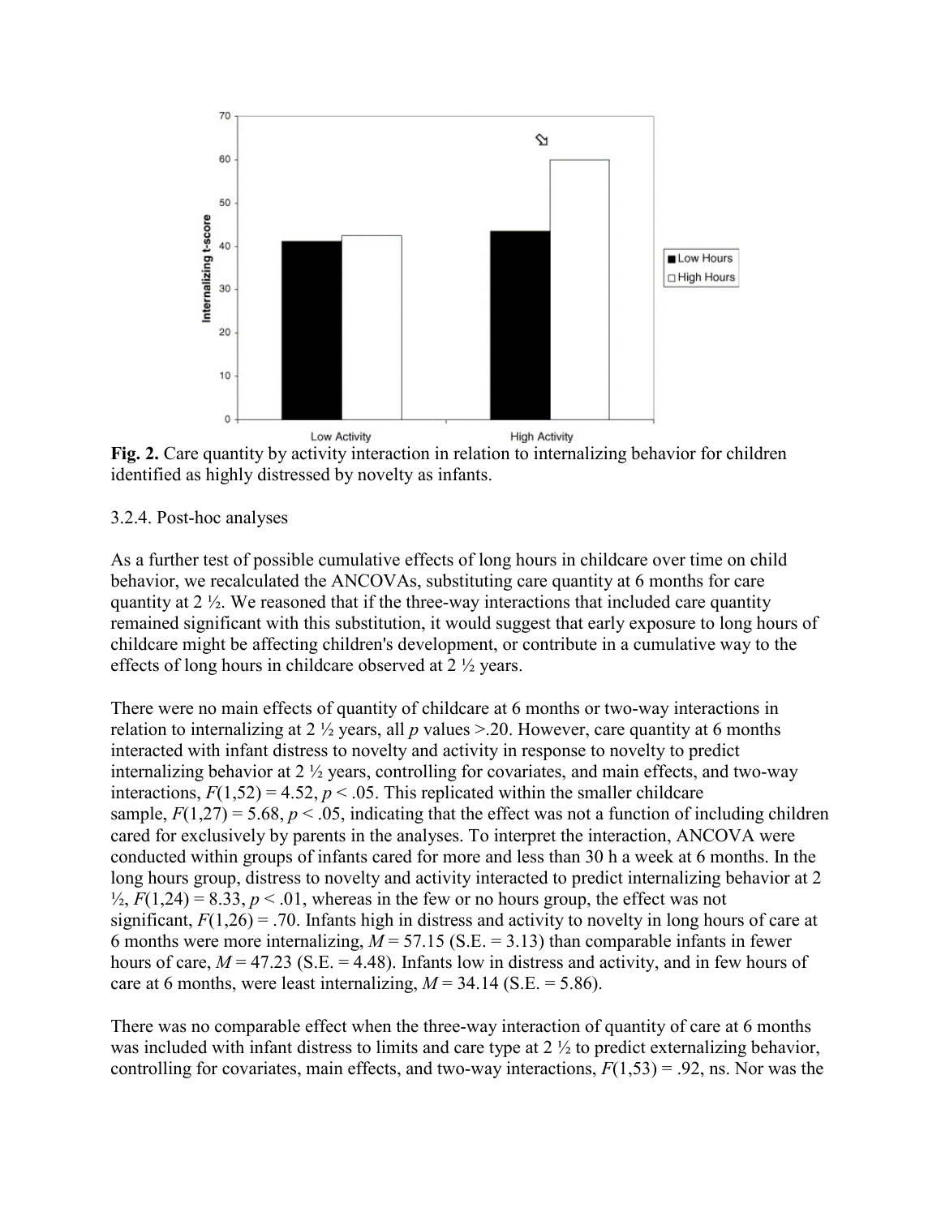**Fig. 2.** Care quantity by activity interaction in relation to internalizing behavior for children identified as highly distressed by novelty as infants.

3.2.4. Post-hoc analyses

As a further test of possible cumulative effects of long hours in childcare over time on child behavior, we recalculated the ANCOVAs, substituting care quantity at 6 months for care quantity at 2 ½. We reasoned that if the three-way interactions that included care quantity remained significant with this substitution, it would suggest that early exposure to long hours of childcare might be affecting children's development, or contribute in a cumulative way to the effects of long hours in childcare observed at 2 ½ years.

There were no main effects of quantity of childcare at 6 months or two-way interactions in relation to internalizing at 2 ½ years, all $p$ values >.20. However, care quantity at 6 months interacted with infant distress to novelty and activity in response to novelty to predict internalizing behavior at 2 ½ years, controlling for covariates, and main effects, and two-way interactions, $F(1,52) = 4.52$, $p < .05$. This replicated within the smaller childcare sample, $F(1,27) = 5.68$, $p < .05$, indicating that the effect was not a function of including children cared for exclusively by parents in the analyses. To interpret the interaction, ANCOVA were conducted within groups of infants cared for more and less than 30 h a week at 6 months. In the long hours group, distress to novelty and activity interacted to predict internalizing behavior at 2 ½, $F(1,24) = 8.33$, $p < .01$, whereas in the few or no hours group, the effect was not significant, $F(1,26) = .70$. Infants high in distress and activity to novelty in long hours of care at 6 months were more internalizing, $M = 57.15$ (S.E. = 3.13) than comparable infants in fewer hours of care, $M = 47.23$ (S.E. = 4.48). Infants low in distress and activity, and in few hours of care at 6 months, were least internalizing, $M = 34.14$ (S.E. = 5.86).

There was no comparable effect when the three-way interaction of quantity of care at 6 months was included with infant distress to limits and care type at 2 ½ to predict externalizing behavior, controlling for covariates, main effects, and two-way interactions, $F(1,53) = .92$, ns. Nor was the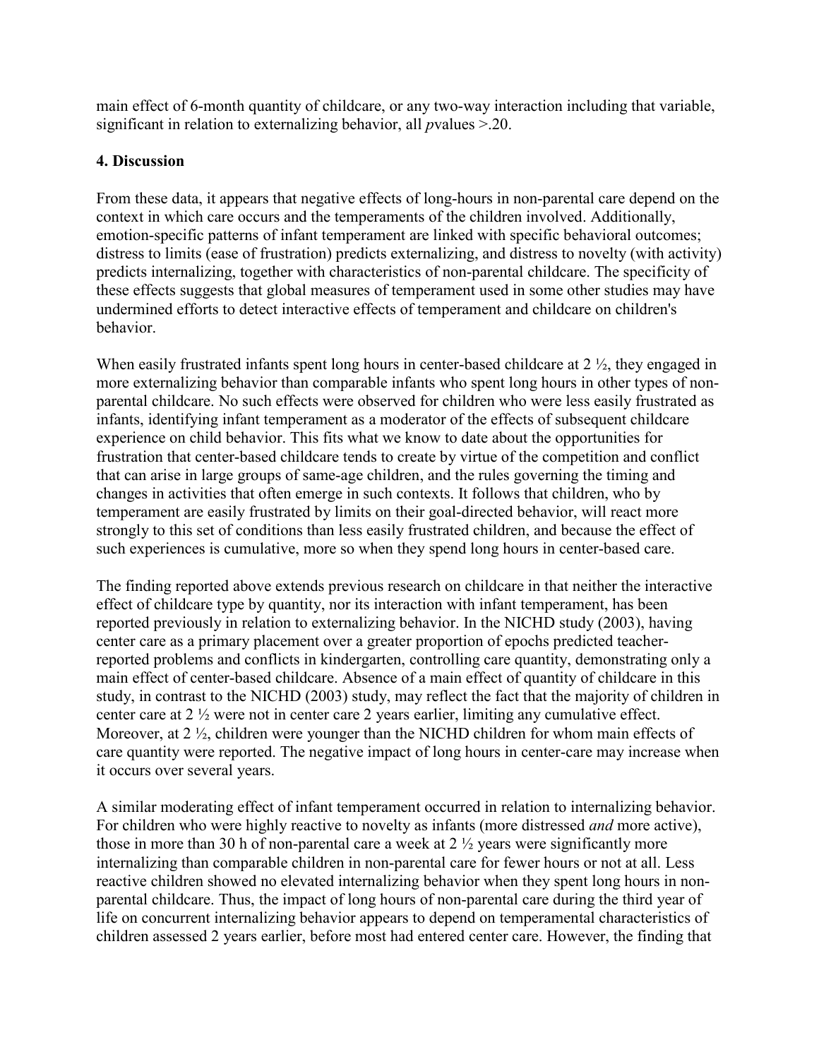main effect of 6-month quantity of childcare, or any two-way interaction including that variable, significant in relation to externalizing behavior, all *p*values >.20.

## 4. Discussion

From these data, it appears that negative effects of long-hours in non-parental care depend on the context in which care occurs and the temperaments of the children involved. Additionally, emotion-specific patterns of infant temperament are linked with specific behavioral outcomes; distress to limits (ease of frustration) predicts externalizing, and distress to novelty (with activity) predicts internalizing, together with characteristics of non-parental childcare. The specificity of these effects suggests that global measures of temperament used in some other studies may have undermined efforts to detect interactive effects of temperament and childcare on children's behavior.

When easily frustrated infants spent long hours in center-based childcare at 2 ½, they engaged in more externalizing behavior than comparable infants who spent long hours in other types of non-parental childcare. No such effects were observed for children who were less easily frustrated as infants, identifying infant temperament as a moderator of the effects of subsequent childcare experience on child behavior. This fits what we know to date about the opportunities for frustration that center-based childcare tends to create by virtue of the competition and conflict that can arise in large groups of same-age children, and the rules governing the timing and changes in activities that often emerge in such contexts. It follows that children, who by temperament are easily frustrated by limits on their goal-directed behavior, will react more strongly to this set of conditions than less easily frustrated children, and because the effect of such experiences is cumulative, more so when they spend long hours in center-based care.

The finding reported above extends previous research on childcare in that neither the interactive effect of childcare type by quantity, nor its interaction with infant temperament, has been reported previously in relation to externalizing behavior. In the NICHD study (2003), having center care as a primary placement over a greater proportion of epochs predicted teacher-reported problems and conflicts in kindergarten, controlling care quantity, demonstrating only a main effect of center-based childcare. Absence of a main effect of quantity of childcare in this study, in contrast to the NICHD (2003) study, may reflect the fact that the majority of children in center care at 2 ½ were not in center care 2 years earlier, limiting any cumulative effect. Moreover, at 2 ½, children were younger than the NICHD children for whom main effects of care quantity were reported. The negative impact of long hours in center-care may increase when it occurs over several years.

A similar moderating effect of infant temperament occurred in relation to internalizing behavior. For children who were highly reactive to novelty as infants (more distressed *and* more active), those in more than 30 h of non-parental care a week at 2 ½ years were significantly more internalizing than comparable children in non-parental care for fewer hours or not at all. Less reactive children showed no elevated internalizing behavior when they spent long hours in non-parental childcare. Thus, the impact of long hours of non-parental care during the third year of life on concurrent internalizing behavior appears to depend on temperamental characteristics of children assessed 2 years earlier, before most had entered center care. However, the finding that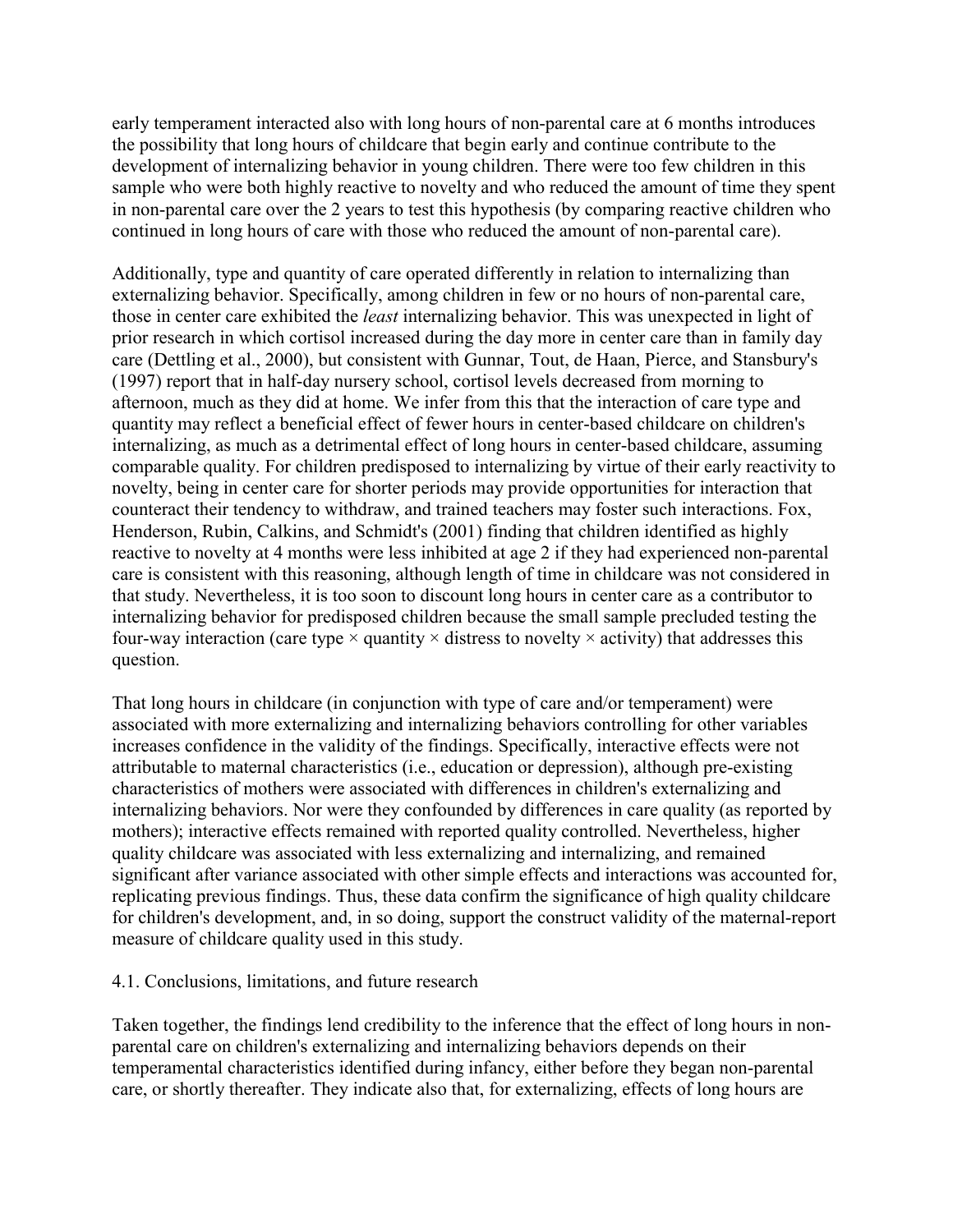early temperament interacted also with long hours of non-parental care at 6 months introduces the possibility that long hours of childcare that begin early and continue contribute to the development of internalizing behavior in young children. There were too few children in this sample who were both highly reactive to novelty and who reduced the amount of time they spent in non-parental care over the 2 years to test this hypothesis (by comparing reactive children who continued in long hours of care with those who reduced the amount of non-parental care).

Additionally, type and quantity of care operated differently in relation to internalizing than externalizing behavior. Specifically, among children in few or no hours of non-parental care, those in center care exhibited the *least* internalizing behavior. This was unexpected in light of prior research in which cortisol increased during the day more in center care than in family day care (Dettling et al., 2000), but consistent with Gunnar, Tout, de Haan, Pierce, and Stansbury's (1997) report that in half-day nursery school, cortisol levels decreased from morning to afternoon, much as they did at home. We infer from this that the interaction of care type and quantity may reflect a beneficial effect of fewer hours in center-based childcare on children's internalizing, as much as a detrimental effect of long hours in center-based childcare, assuming comparable quality. For children predisposed to internalizing by virtue of their early reactivity to novelty, being in center care for shorter periods may provide opportunities for interaction that counteract their tendency to withdraw, and trained teachers may foster such interactions. Fox, Henderson, Rubin, Calkins, and Schmidt's (2001) finding that children identified as highly reactive to novelty at 4 months were less inhibited at age 2 if they had experienced non-parental care is consistent with this reasoning, although length of time in childcare was not considered in that study. Nevertheless, it is too soon to discount long hours in center care as a contributor to internalizing behavior for predisposed children because the small sample precluded testing the four-way interaction (care type × quantity × distress to novelty × activity) that addresses this question.

That long hours in childcare (in conjunction with type of care and/or temperament) were associated with more externalizing and internalizing behaviors controlling for other variables increases confidence in the validity of the findings. Specifically, interactive effects were not attributable to maternal characteristics (i.e., education or depression), although pre-existing characteristics of mothers were associated with differences in children's externalizing and internalizing behaviors. Nor were they confounded by differences in care quality (as reported by mothers); interactive effects remained with reported quality controlled. Nevertheless, higher quality childcare was associated with less externalizing and internalizing, and remained significant after variance associated with other simple effects and interactions was accounted for, replicating previous findings. Thus, these data confirm the significance of high quality childcare for children's development, and, in so doing, support the construct validity of the maternal-report measure of childcare quality used in this study.

## 4.1. Conclusions, limitations, and future research

Taken together, the findings lend credibility to the inference that the effect of long hours in non-parental care on children's externalizing and internalizing behaviors depends on their temperamental characteristics identified during infancy, either before they began non-parental care, or shortly thereafter. They indicate also that, for externalizing, effects of long hours are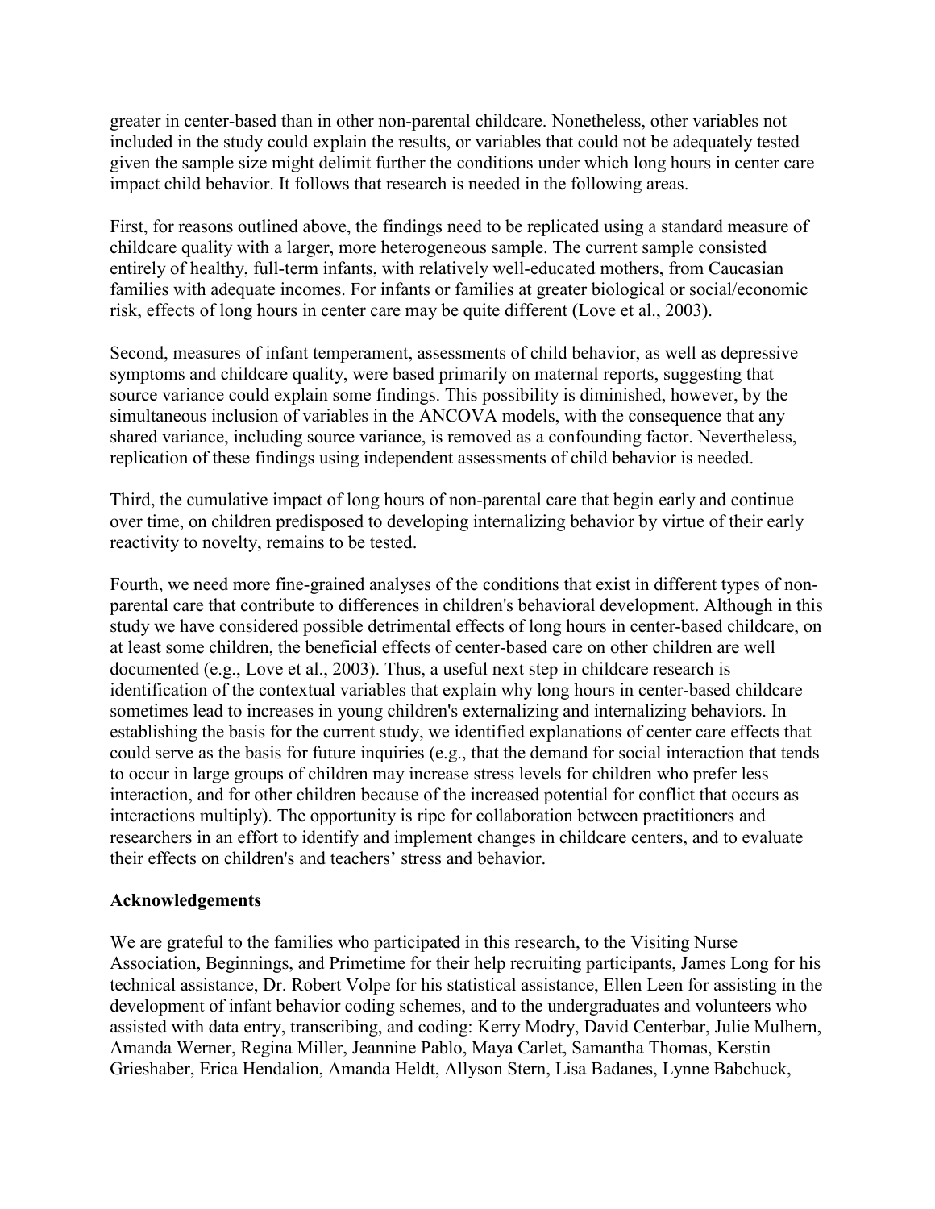greater in center-based than in other non-parental childcare. Nonetheless, other variables not included in the study could explain the results, or variables that could not be adequately tested given the sample size might delimit further the conditions under which long hours in center care impact child behavior. It follows that research is needed in the following areas.

First, for reasons outlined above, the findings need to be replicated using a standard measure of childcare quality with a larger, more heterogeneous sample. The current sample consisted entirely of healthy, full-term infants, with relatively well-educated mothers, from Caucasian families with adequate incomes. For infants or families at greater biological or social/economic risk, effects of long hours in center care may be quite different (Love et al., 2003).

Second, measures of infant temperament, assessments of child behavior, as well as depressive symptoms and childcare quality, were based primarily on maternal reports, suggesting that source variance could explain some findings. This possibility is diminished, however, by the simultaneous inclusion of variables in the ANCOVA models, with the consequence that any shared variance, including source variance, is removed as a confounding factor. Nevertheless, replication of these findings using independent assessments of child behavior is needed.

Third, the cumulative impact of long hours of non-parental care that begin early and continue over time, on children predisposed to developing internalizing behavior by virtue of their early reactivity to novelty, remains to be tested.

Fourth, we need more fine-grained analyses of the conditions that exist in different types of non-parental care that contribute to differences in children's behavioral development. Although in this study we have considered possible detrimental effects of long hours in center-based childcare, on at least some children, the beneficial effects of center-based care on other children are well documented (e.g., Love et al., 2003). Thus, a useful next step in childcare research is identification of the contextual variables that explain why long hours in center-based childcare sometimes lead to increases in young children's externalizing and internalizing behaviors. In establishing the basis for the current study, we identified explanations of center care effects that could serve as the basis for future inquiries (e.g., that the demand for social interaction that tends to occur in large groups of children may increase stress levels for children who prefer less interaction, and for other children because of the increased potential for conflict that occurs as interactions multiply). The opportunity is ripe for collaboration between practitioners and researchers in an effort to identify and implement changes in childcare centers, and to evaluate their effects on children's and teachers' stress and behavior.

**Acknowledgements**

We are grateful to the families who participated in this research, to the Visiting Nurse Association, Beginnings, and Primetime for their help recruiting participants, James Long for his technical assistance, Dr. Robert Volpe for his statistical assistance, Ellen Leen for assisting in the development of infant behavior coding schemes, and to the undergraduates and volunteers who assisted with data entry, transcribing, and coding: Kerry Modry, David Centerbar, Julie Mulhern, Amanda Werner, Regina Miller, Jeannine Pablo, Maya Carlet, Samantha Thomas, Kerstin Grieshaber, Erica Hendalion, Amanda Heldt, Allyson Stern, Lisa Badanes, Lynne Babchuck,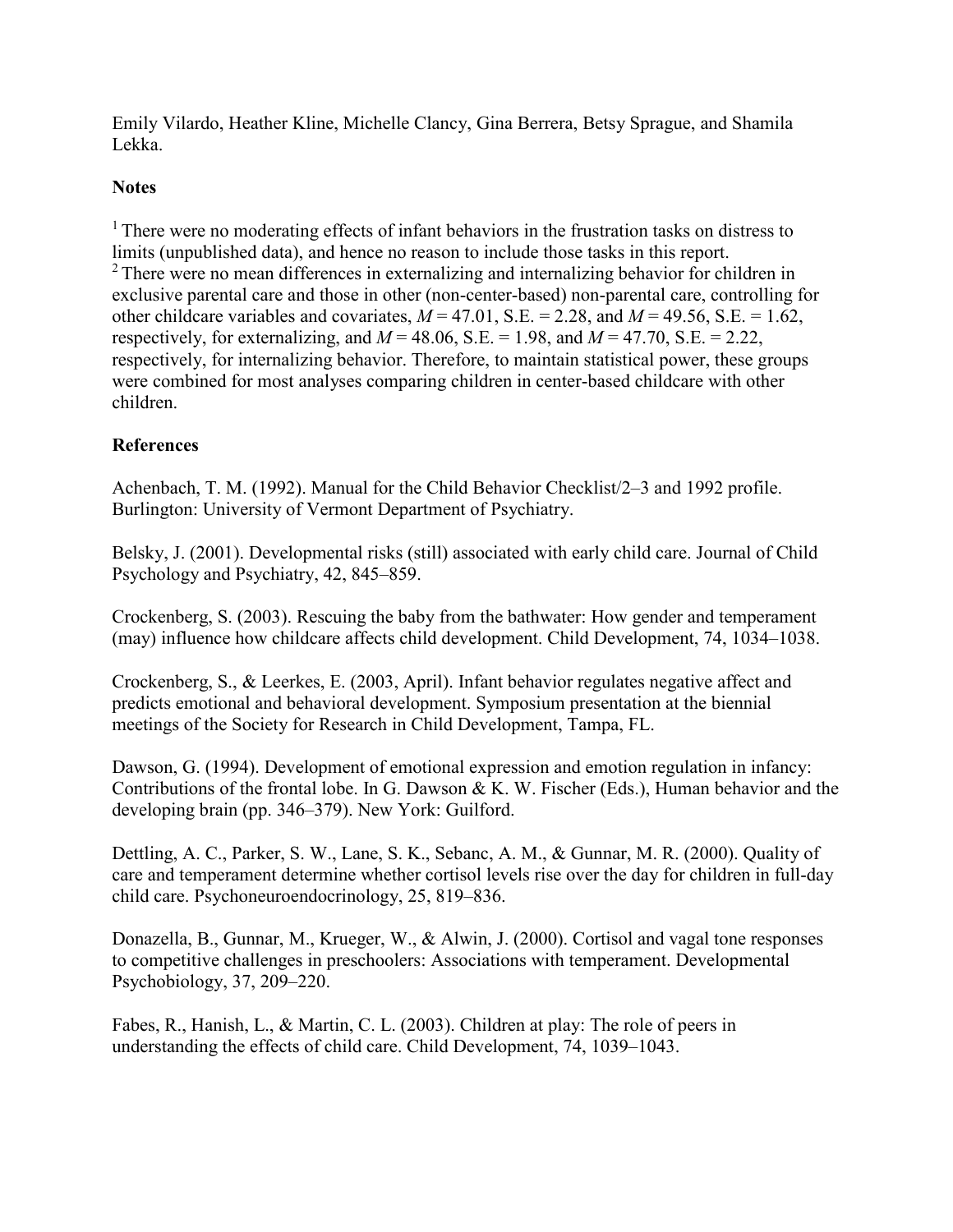Emily Vilardo, Heather Kline, Michelle Clancy, Gina Berrera, Betsy Sprague, and Shamila Lekka.

## Notes

[1] There were no moderating effects of infant behaviors in the frustration tasks on distress to limits (unpublished data), and hence no reason to include those tasks in this report.
[2] There were no mean differences in externalizing and internalizing behavior for children in exclusive parental care and those in other (non-center-based) non-parental care, controlling for other childcare variables and covariates, $M = 47.01$, S.E. = 2.28, and $M = 49.56$, S.E. = 1.62, respectively, for externalizing, and $M = 48.06$, S.E. = 1.98, and $M = 47.70$, S.E. = 2.22, respectively, for internalizing behavior. Therefore, to maintain statistical power, these groups were combined for most analyses comparing children in center-based childcare with other children.

## References

Achenbach, T. M. (1992). Manual for the Child Behavior Checklist/2–3 and 1992 profile. Burlington: University of Vermont Department of Psychiatry.

Belsky, J. (2001). Developmental risks (still) associated with early child care. Journal of Child Psychology and Psychiatry, 42, 845–859.

Crockenberg, S. (2003). Rescuing the baby from the bathwater: How gender and temperament (may) influence how childcare affects child development. Child Development, 74, 1034–1038.

Crockenberg, S., & Leerkes, E. (2003, April). Infant behavior regulates negative affect and predicts emotional and behavioral development. Symposium presentation at the biennial meetings of the Society for Research in Child Development, Tampa, FL.

Dawson, G. (1994). Development of emotional expression and emotion regulation in infancy: Contributions of the frontal lobe. In G. Dawson & K. W. Fischer (Eds.), Human behavior and the developing brain (pp. 346–379). New York: Guilford.

Dettling, A. C., Parker, S. W., Lane, S. K., Sebanc, A. M., & Gunnar, M. R. (2000). Quality of care and temperament determine whether cortisol levels rise over the day for children in full-day child care. Psychoneuroendocrinology, 25, 819–836.

Donazella, B., Gunnar, M., Krueger, W., & Alwin, J. (2000). Cortisol and vagal tone responses to competitive challenges in preschoolers: Associations with temperament. Developmental Psychobiology, 37, 209–220.

Fabes, R., Hanish, L., & Martin, C. L. (2003). Children at play: The role of peers in understanding the effects of child care. Child Development, 74, 1039–1043.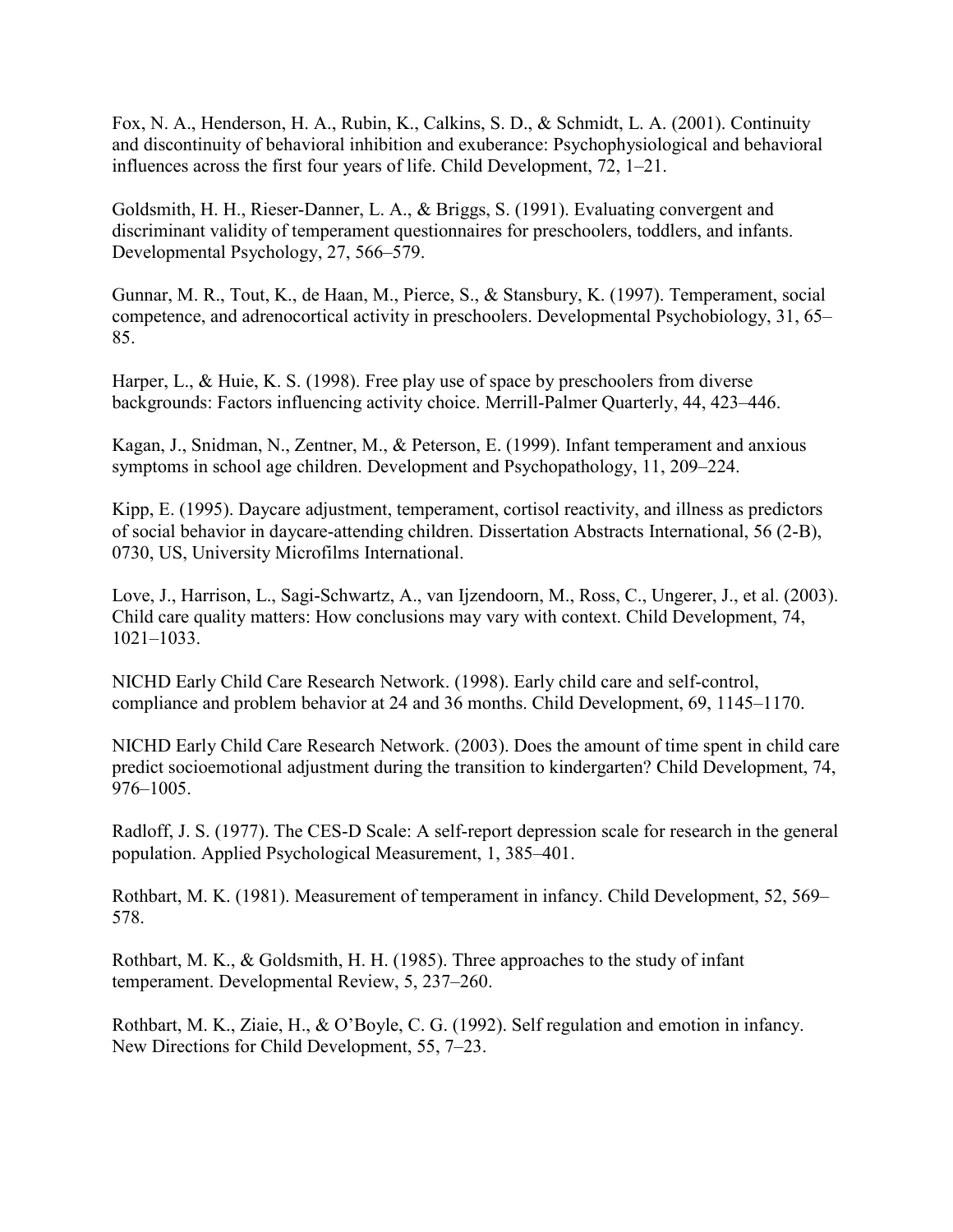Fox, N. A., Henderson, H. A., Rubin, K., Calkins, S. D., & Schmidt, L. A. (2001). Continuity and discontinuity of behavioral inhibition and exuberance: Psychophysiological and behavioral influences across the first four years of life. Child Development, 72, 1–21.

Goldsmith, H. H., Rieser-Danner, L. A., & Briggs, S. (1991). Evaluating convergent and discriminant validity of temperament questionnaires for preschoolers, toddlers, and infants. Developmental Psychology, 27, 566–579.

Gunnar, M. R., Tout, K., de Haan, M., Pierce, S., & Stansbury, K. (1997). Temperament, social competence, and adrenocortical activity in preschoolers. Developmental Psychobiology, 31, 65–85.

Harper, L., & Huie, K. S. (1998). Free play use of space by preschoolers from diverse backgrounds: Factors influencing activity choice. Merrill-Palmer Quarterly, 44, 423–446.

Kagan, J., Snidman, N., Zentner, M., & Peterson, E. (1999). Infant temperament and anxious symptoms in school age children. Development and Psychopathology, 11, 209–224.

Kipp, E. (1995). Daycare adjustment, temperament, cortisol reactivity, and illness as predictors of social behavior in daycare-attending children. Dissertation Abstracts International, 56 (2-B), 0730, US, University Microfilms International.

Love, J., Harrison, L., Sagi-Schwartz, A., van Ijzendoorn, M., Ross, C., Ungerer, J., et al. (2003). Child care quality matters: How conclusions may vary with context. Child Development, 74, 1021–1033.

NICHD Early Child Care Research Network. (1998). Early child care and self-control, compliance and problem behavior at 24 and 36 months. Child Development, 69, 1145–1170.

NICHD Early Child Care Research Network. (2003). Does the amount of time spent in child care predict socioemotional adjustment during the transition to kindergarten? Child Development, 74, 976–1005.

Radloff, J. S. (1977). The CES-D Scale: A self-report depression scale for research in the general population. Applied Psychological Measurement, 1, 385–401.

Rothbart, M. K. (1981). Measurement of temperament in infancy. Child Development, 52, 569–578.

Rothbart, M. K., & Goldsmith, H. H. (1985). Three approaches to the study of infant temperament. Developmental Review, 5, 237–260.

Rothbart, M. K., Ziaie, H., & O'Boyle, C. G. (1992). Self regulation and emotion in infancy. New Directions for Child Development, 55, 7–23.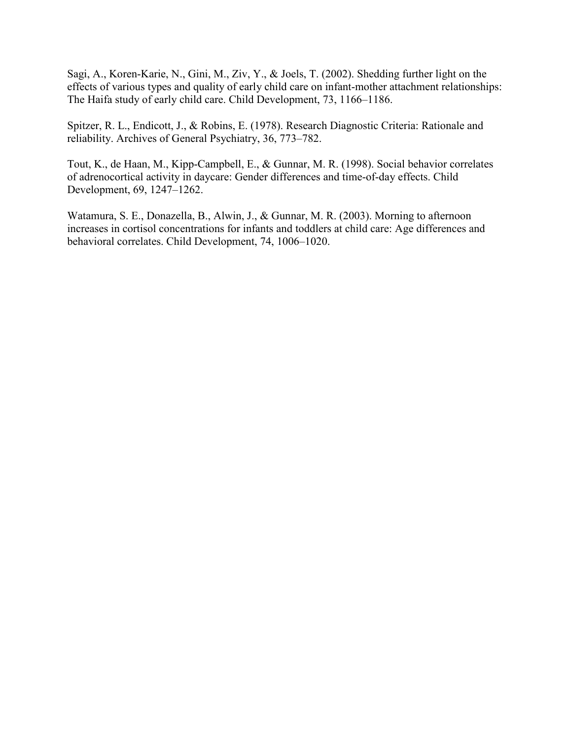Sagi, A., Koren-Karie, N., Gini, M., Ziv, Y., & Joels, T. (2002). Shedding further light on the effects of various types and quality of early child care on infant-mother attachment relationships: The Haifa study of early child care. Child Development, 73, 1166–1186.

Spitzer, R. L., Endicott, J., & Robins, E. (1978). Research Diagnostic Criteria: Rationale and reliability. Archives of General Psychiatry, 36, 773–782.

Tout, K., de Haan, M., Kipp-Campbell, E., & Gunnar, M. R. (1998). Social behavior correlates of adrenocortical activity in daycare: Gender differences and time-of-day effects. Child Development, 69, 1247–1262.

Watamura, S. E., Donazella, B., Alwin, J., & Gunnar, M. R. (2003). Morning to afternoon increases in cortisol concentrations for infants and toddlers at child care: Age differences and behavioral correlates. Child Development, 74, 1006–1020.